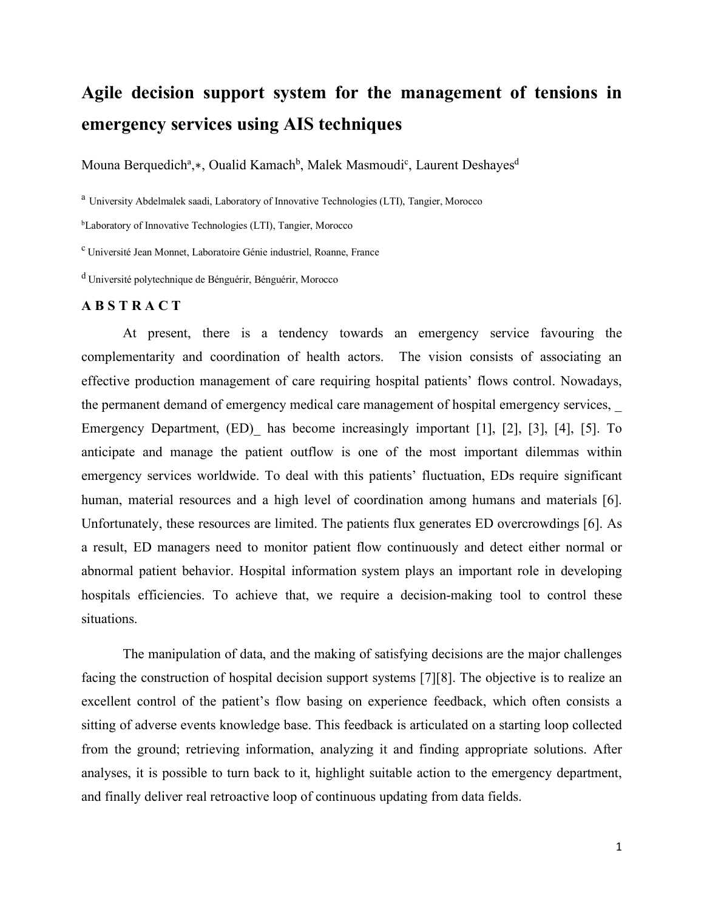# Agile decision support system for the management of tensions in emergency services using AIS techniques

Mouna Berquedich[a],*, Oualid Kamach[b], Malek Masmoudi[c], Laurent Deshayes[d]

[a] University Abdelmalek saadi, Laboratory of Innovative Technologies (LTI), Tangier, Morocco

[b] Laboratory of Innovative Technologies (LTI), Tangier, Morocco

[c] Université Jean Monnet, Laboratoire Génie industriel, Roanne, France

[d] Université polytechnique de Bénguérir, Bénguérir, Morocco

## A B S T R A C T

At present, there is a tendency towards an emergency service favouring the complementarity and coordination of health actors. The vision consists of associating an effective production management of care requiring hospital patients' flows control. Nowadays, the permanent demand of emergency medical care management of hospital emergency services, _ Emergency Department, (ED)_ has become increasingly important [1], [2], [3], [4], [5]. To anticipate and manage the patient outflow is one of the most important dilemmas within emergency services worldwide. To deal with this patients' fluctuation, EDs require significant human, material resources and a high level of coordination among humans and materials [6]. Unfortunately, these resources are limited. The patients flux generates ED overcrowdings [6]. As a result, ED managers need to monitor patient flow continuously and detect either normal or abnormal patient behavior. Hospital information system plays an important role in developing hospitals efficiencies. To achieve that, we require a decision-making tool to control these situations.

The manipulation of data, and the making of satisfying decisions are the major challenges facing the construction of hospital decision support systems [7][8]. The objective is to realize an excellent control of the patient's flow basing on experience feedback, which often consists a sitting of adverse events knowledge base. This feedback is articulated on a starting loop collected from the ground; retrieving information, analyzing it and finding appropriate solutions. After analyses, it is possible to turn back to it, highlight suitable action to the emergency department, and finally deliver real retroactive loop of continuous updating from data fields.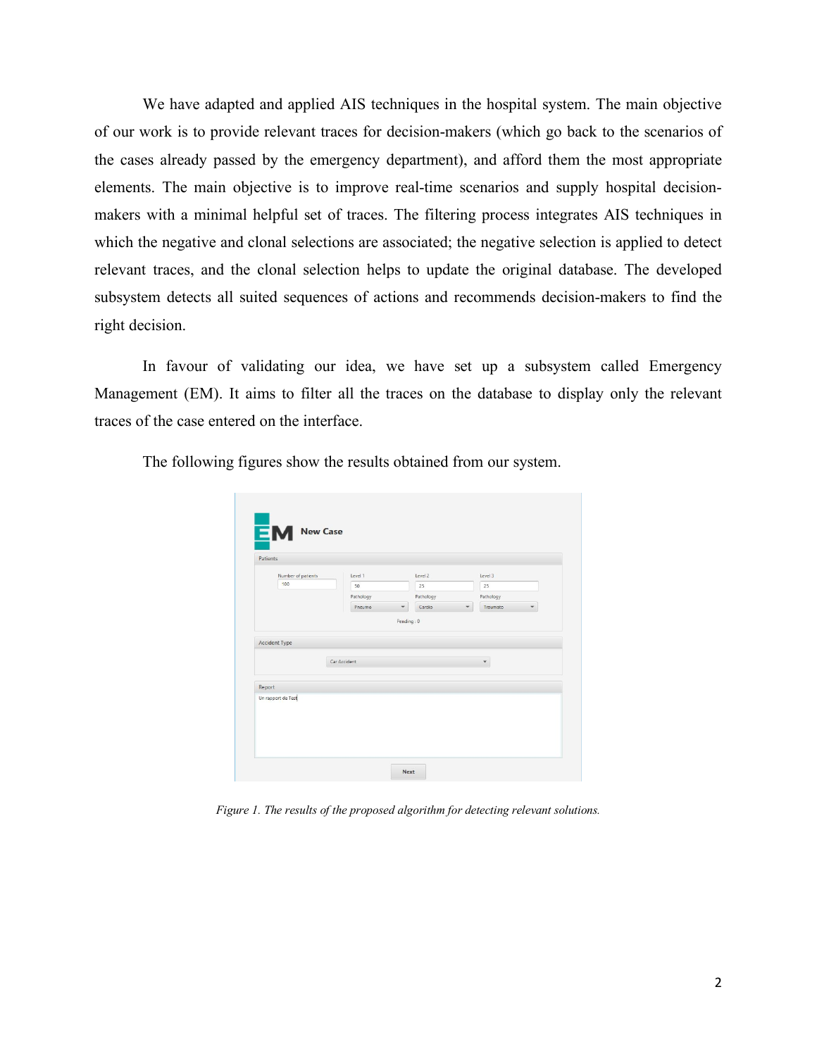We have adapted and applied AIS techniques in the hospital system. The main objective of our work is to provide relevant traces for decision-makers (which go back to the scenarios of the cases already passed by the emergency department), and afford them the most appropriate elements. The main objective is to improve real-time scenarios and supply hospital decision-makers with a minimal helpful set of traces. The filtering process integrates AIS techniques in which the negative and clonal selections are associated; the negative selection is applied to detect relevant traces, and the clonal selection helps to update the original database. The developed subsystem detects all suited sequences of actions and recommends decision-makers to find the right decision.

In favour of validating our idea, we have set up a subsystem called Emergency Management (EM). It aims to filter all the traces on the database to display only the relevant traces of the case entered on the interface.

The following figures show the results obtained from our system.

*Figure 1. The results of the proposed algorithm for detecting relevant solutions.*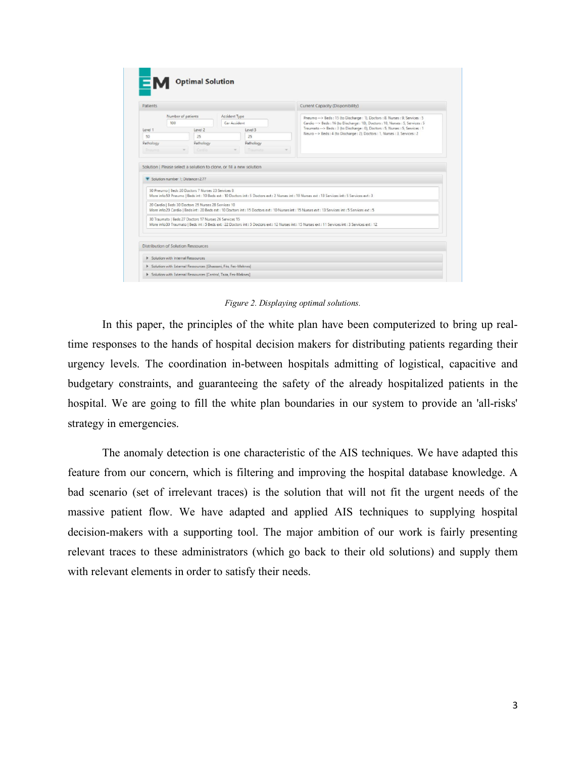Figure 2. Displaying optimal solutions.

In this paper, the principles of the white plan have been computerized to bring up real-time responses to the hands of hospital decision makers for distributing patients regarding their urgency levels. The coordination in-between hospitals admitting of logistical, capacitive and budgetary constraints, and guaranteeing the safety of the already hospitalized patients in the hospital. We are going to fill the white plan boundaries in our system to provide an 'all-risks' strategy in emergencies.

The anomaly detection is one characteristic of the AIS techniques. We have adapted this feature from our concern, which is filtering and improving the hospital database knowledge. A bad scenario (set of irrelevant traces) is the solution that will not fit the urgent needs of the massive patient flow. We have adapted and applied AIS techniques to supplying hospital decision-makers with a supporting tool. The major ambition of our work is fairly presenting relevant traces to these administrators (which go back to their old solutions) and supply them with relevant elements in order to satisfy their needs.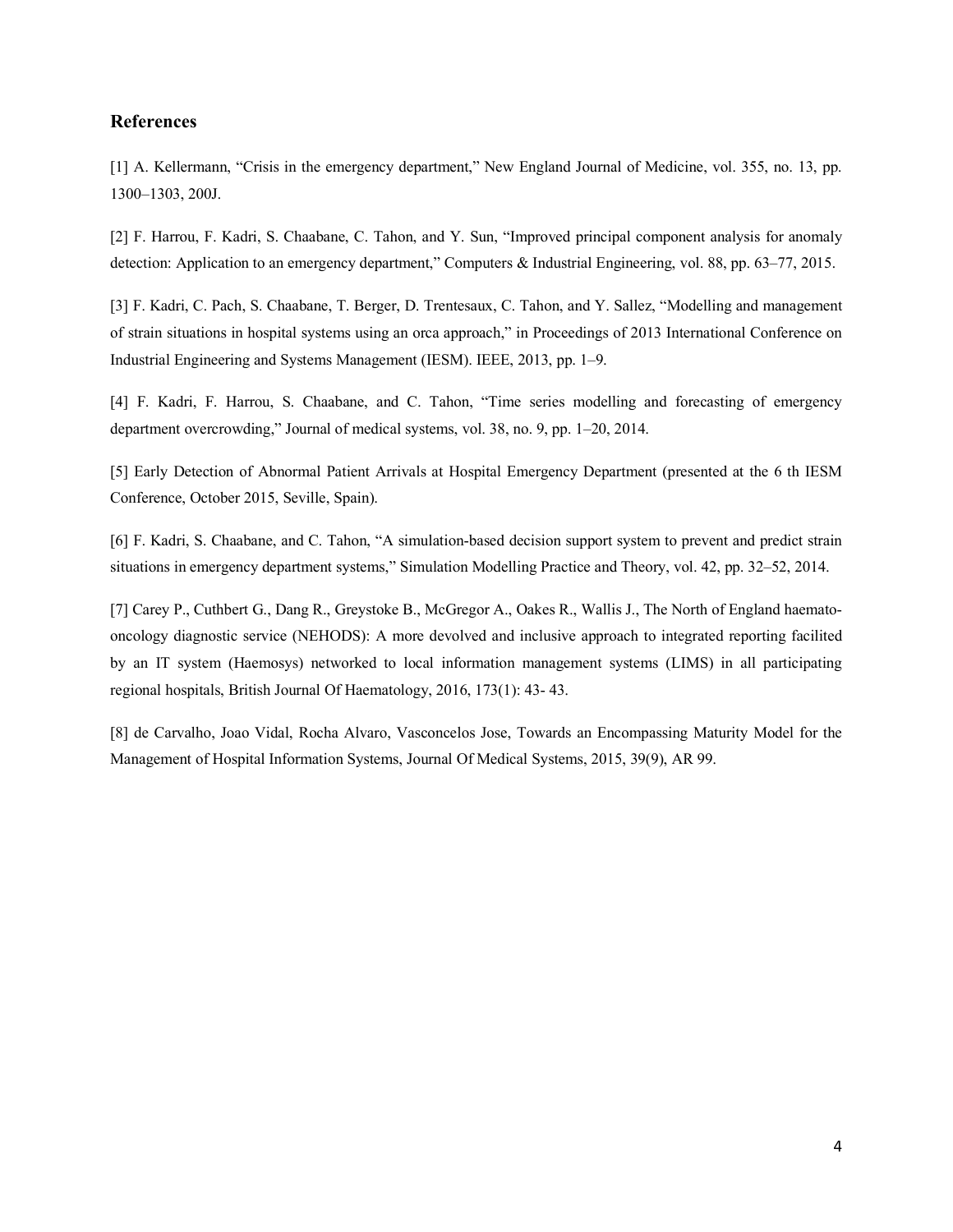## References

[1] A. Kellermann, "Crisis in the emergency department," New England Journal of Medicine, vol. 355, no. 13, pp. 1300–1303, 200J.

[2] F. Harrou, F. Kadri, S. Chaabane, C. Tahon, and Y. Sun, "Improved principal component analysis for anomaly detection: Application to an emergency department," Computers & Industrial Engineering, vol. 88, pp. 63–77, 2015.

[3] F. Kadri, C. Pach, S. Chaabane, T. Berger, D. Trentesaux, C. Tahon, and Y. Sallez, "Modelling and management of strain situations in hospital systems using an orca approach," in Proceedings of 2013 International Conference on Industrial Engineering and Systems Management (IESM). IEEE, 2013, pp. 1–9.

[4] F. Kadri, F. Harrou, S. Chaabane, and C. Tahon, "Time series modelling and forecasting of emergency department overcrowding," Journal of medical systems, vol. 38, no. 9, pp. 1–20, 2014.

[5] Early Detection of Abnormal Patient Arrivals at Hospital Emergency Department (presented at the 6 th IESM Conference, October 2015, Seville, Spain).

[6] F. Kadri, S. Chaabane, and C. Tahon, "A simulation-based decision support system to prevent and predict strain situations in emergency department systems," Simulation Modelling Practice and Theory, vol. 42, pp. 32–52, 2014.

[7] Carey P., Cuthbert G., Dang R., Greystoke B., McGregor A., Oakes R., Wallis J., The North of England haemato-oncology diagnostic service (NEHODS): A more devolved and inclusive approach to integrated reporting facilited by an IT system (Haemosys) networked to local information management systems (LIMS) in all participating regional hospitals, British Journal Of Haematology, 2016, 173(1): 43- 43.

[8] de Carvalho, Joao Vidal, Rocha Alvaro, Vasconcelos Jose, Towards an Encompassing Maturity Model for the Management of Hospital Information Systems, Journal Of Medical Systems, 2015, 39(9), AR 99.